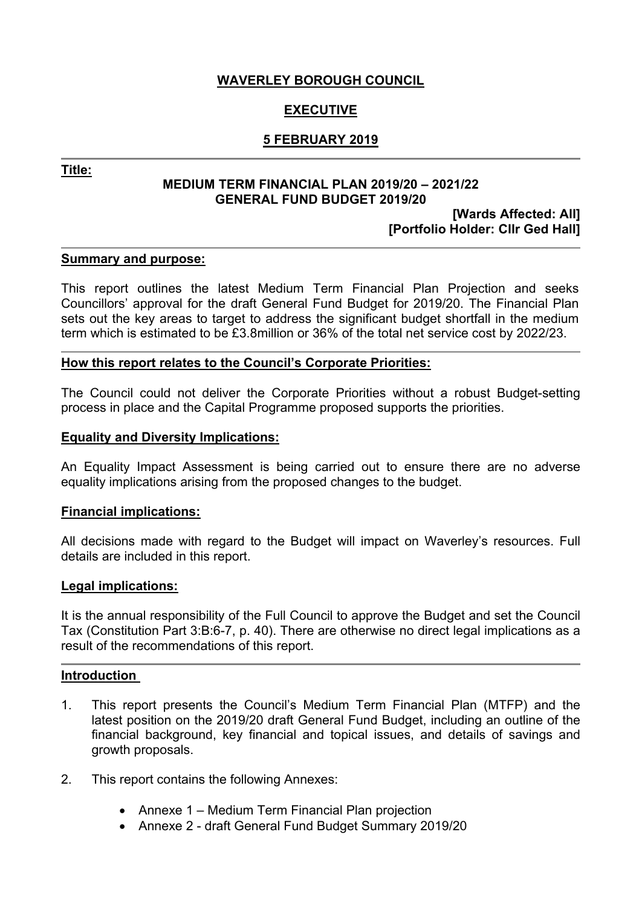**WAVERLEY BOROUGH COUNCIL**

**EXECUTIVE**

**5 FEBRUARY 2019**

---

**Title:**

**MEDIUM TERM FINANCIAL PLAN 2019/20 – 2021/22**
**GENERAL FUND BUDGET 2019/20**

**[Wards Affected: All]**
**[Portfolio Holder: Cllr Ged Hall]**

---

**Summary and purpose:**

This report outlines the latest Medium Term Financial Plan Projection and seeks Councillors' approval for the draft General Fund Budget for 2019/20. The Financial Plan sets out the key areas to target to address the significant budget shortfall in the medium term which is estimated to be £3.8million or 36% of the total net service cost by 2022/23.

---

**How this report relates to the Council's Corporate Priorities:**

The Council could not deliver the Corporate Priorities without a robust Budget-setting process in place and the Capital Programme proposed supports the priorities.

**Equality and Diversity Implications:**

An Equality Impact Assessment is being carried out to ensure there are no adverse equality implications arising from the proposed changes to the budget.

**Financial implications:**

All decisions made with regard to the Budget will impact on Waverley's resources. Full details are included in this report.

**Legal implications:**

It is the annual responsibility of the Full Council to approve the Budget and set the Council Tax (Constitution Part 3:B:6-7, p. 40). There are otherwise no direct legal implications as a result of the recommendations of this report.

---

**Introduction**

1. This report presents the Council's Medium Term Financial Plan (MTFP) and the latest position on the 2019/20 draft General Fund Budget, including an outline of the financial background, key financial and topical issues, and details of savings and growth proposals.

2. This report contains the following Annexes:

   - Annexe 1 – Medium Term Financial Plan projection
   - Annexe 2 - draft General Fund Budget Summary 2019/20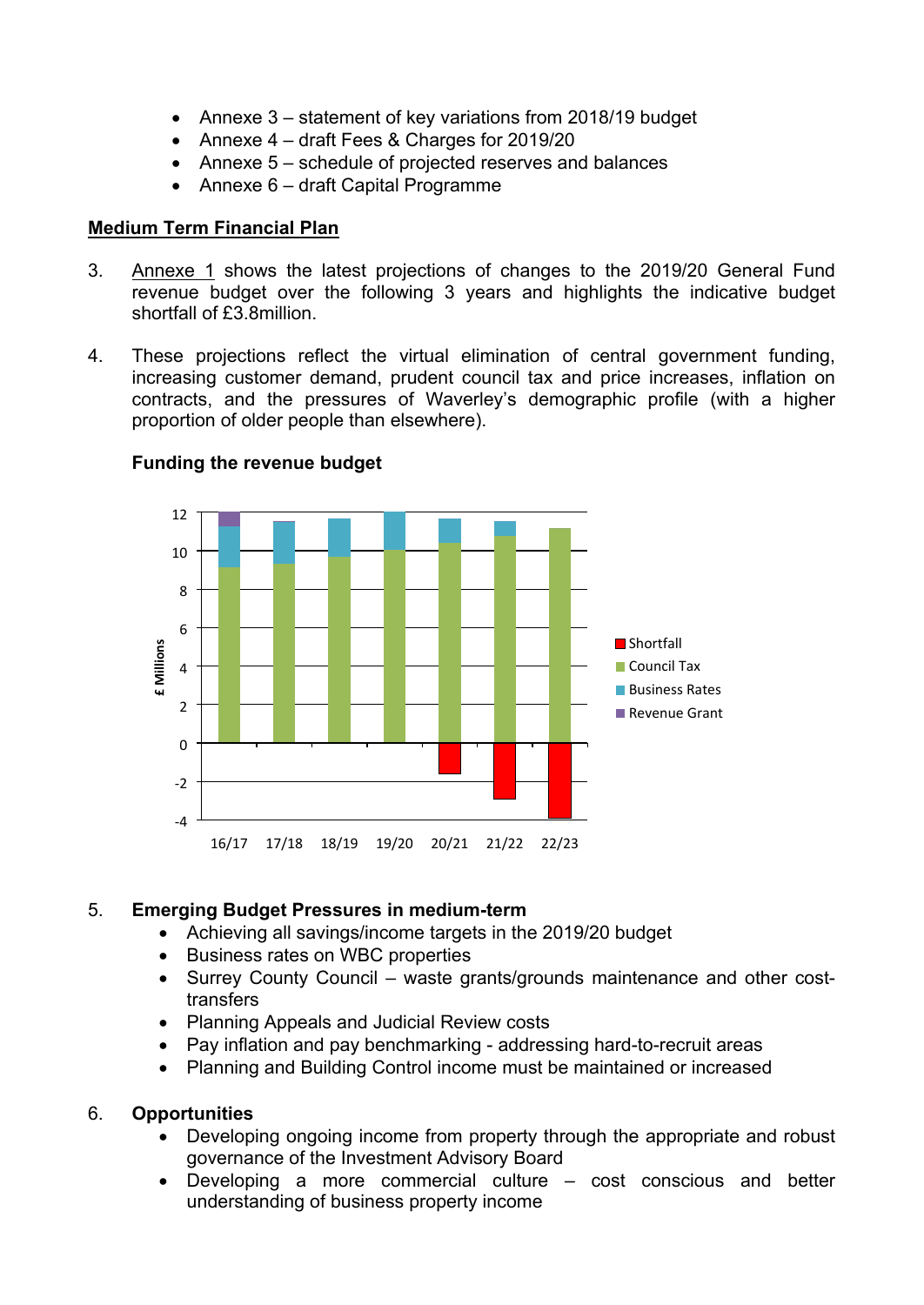- Annexe 3 – statement of key variations from 2018/19 budget
- Annexe 4 – draft Fees & Charges for 2019/20
- Annexe 5 – schedule of projected reserves and balances
- Annexe 6 – draft Capital Programme

**Medium Term Financial Plan**

3. Annexe 1 shows the latest projections of changes to the 2019/20 General Fund revenue budget over the following 3 years and highlights the indicative budget shortfall of £3.8million.

4. These projections reflect the virtual elimination of central government funding, increasing customer demand, prudent council tax and price increases, inflation on contracts, and the pressures of Waverley's demographic profile (with a higher proportion of older people than elsewhere).

**Funding the revenue budget**

5. **Emerging Budget Pressures in medium-term**
   - Achieving all savings/income targets in the 2019/20 budget
   - Business rates on WBC properties
   - Surrey County Council – waste grants/grounds maintenance and other cost-transfers
   - Planning Appeals and Judicial Review costs
   - Pay inflation and pay benchmarking - addressing hard-to-recruit areas
   - Planning and Building Control income must be maintained or increased

6. **Opportunities**
   - Developing ongoing income from property through the appropriate and robust governance of the Investment Advisory Board
   - Developing a more commercial culture – cost conscious and better understanding of business property income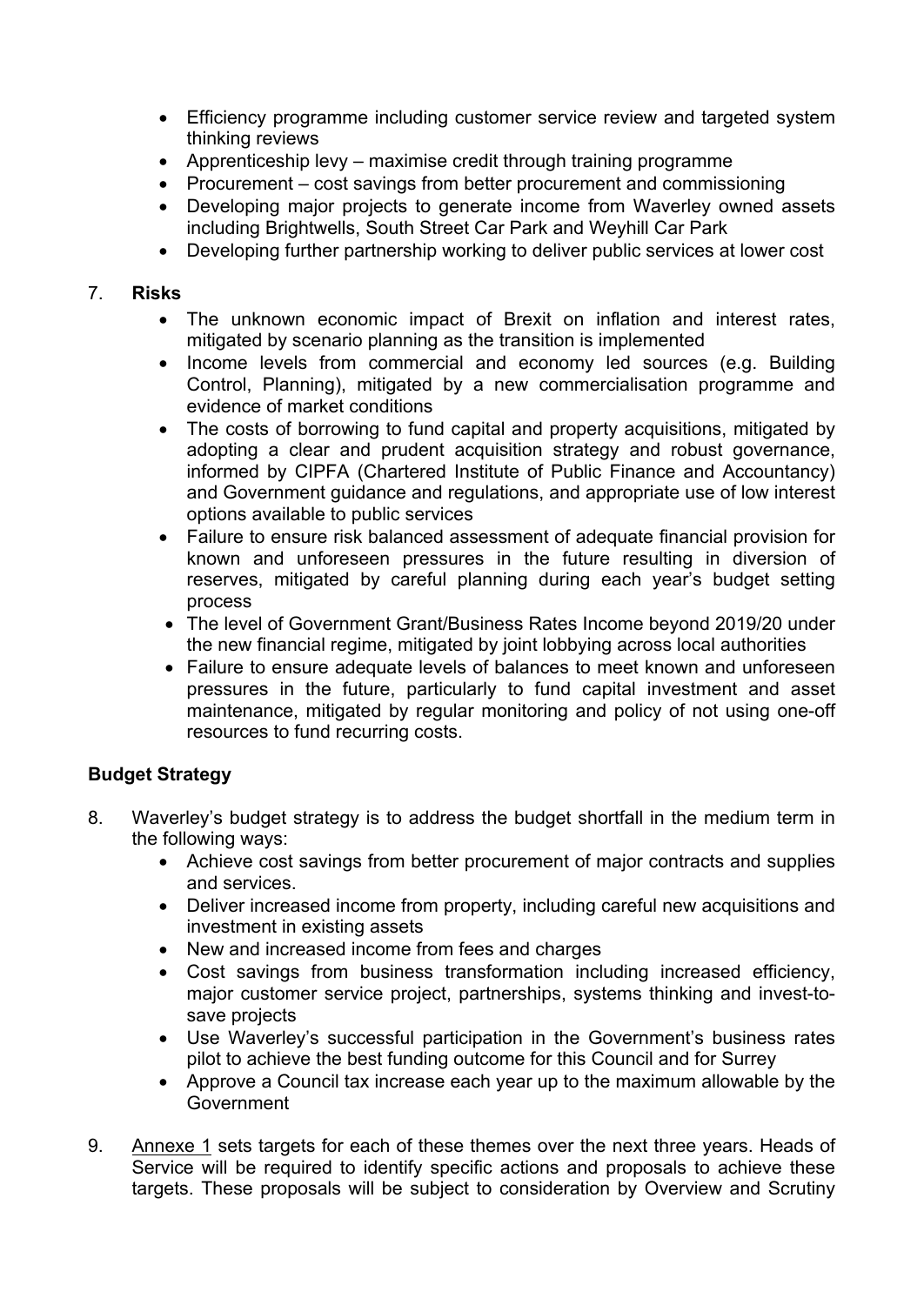- Efficiency programme including customer service review and targeted system thinking reviews
- Apprenticeship levy – maximise credit through training programme
- Procurement – cost savings from better procurement and commissioning
- Developing major projects to generate income from Waverley owned assets including Brightwells, South Street Car Park and Weyhill Car Park
- Developing further partnership working to deliver public services at lower cost

7. **Risks**
    - The unknown economic impact of Brexit on inflation and interest rates, mitigated by scenario planning as the transition is implemented
    - Income levels from commercial and economy led sources (e.g. Building Control, Planning), mitigated by a new commercialisation programme and evidence of market conditions
    - The costs of borrowing to fund capital and property acquisitions, mitigated by adopting a clear and prudent acquisition strategy and robust governance, informed by CIPFA (Chartered Institute of Public Finance and Accountancy) and Government guidance and regulations, and appropriate use of low interest options available to public services
    - Failure to ensure risk balanced assessment of adequate financial provision for known and unforeseen pressures in the future resulting in diversion of reserves, mitigated by careful planning during each year's budget setting process
    - The level of Government Grant/Business Rates Income beyond 2019/20 under the new financial regime, mitigated by joint lobbying across local authorities
    - Failure to ensure adequate levels of balances to meet known and unforeseen pressures in the future, particularly to fund capital investment and asset maintenance, mitigated by regular monitoring and policy of not using one-off resources to fund recurring costs.

## Budget Strategy

8. Waverley's budget strategy is to address the budget shortfall in the medium term in the following ways:
    - Achieve cost savings from better procurement of major contracts and supplies and services.
    - Deliver increased income from property, including careful new acquisitions and investment in existing assets
    - New and increased income from fees and charges
    - Cost savings from business transformation including increased efficiency, major customer service project, partnerships, systems thinking and invest-to-save projects
    - Use Waverley's successful participation in the Government's business rates pilot to achieve the best funding outcome for this Council and for Surrey
    - Approve a Council tax increase each year up to the maximum allowable by the Government

9. Annexe 1 sets targets for each of these themes over the next three years. Heads of Service will be required to identify specific actions and proposals to achieve these targets. These proposals will be subject to consideration by Overview and Scrutiny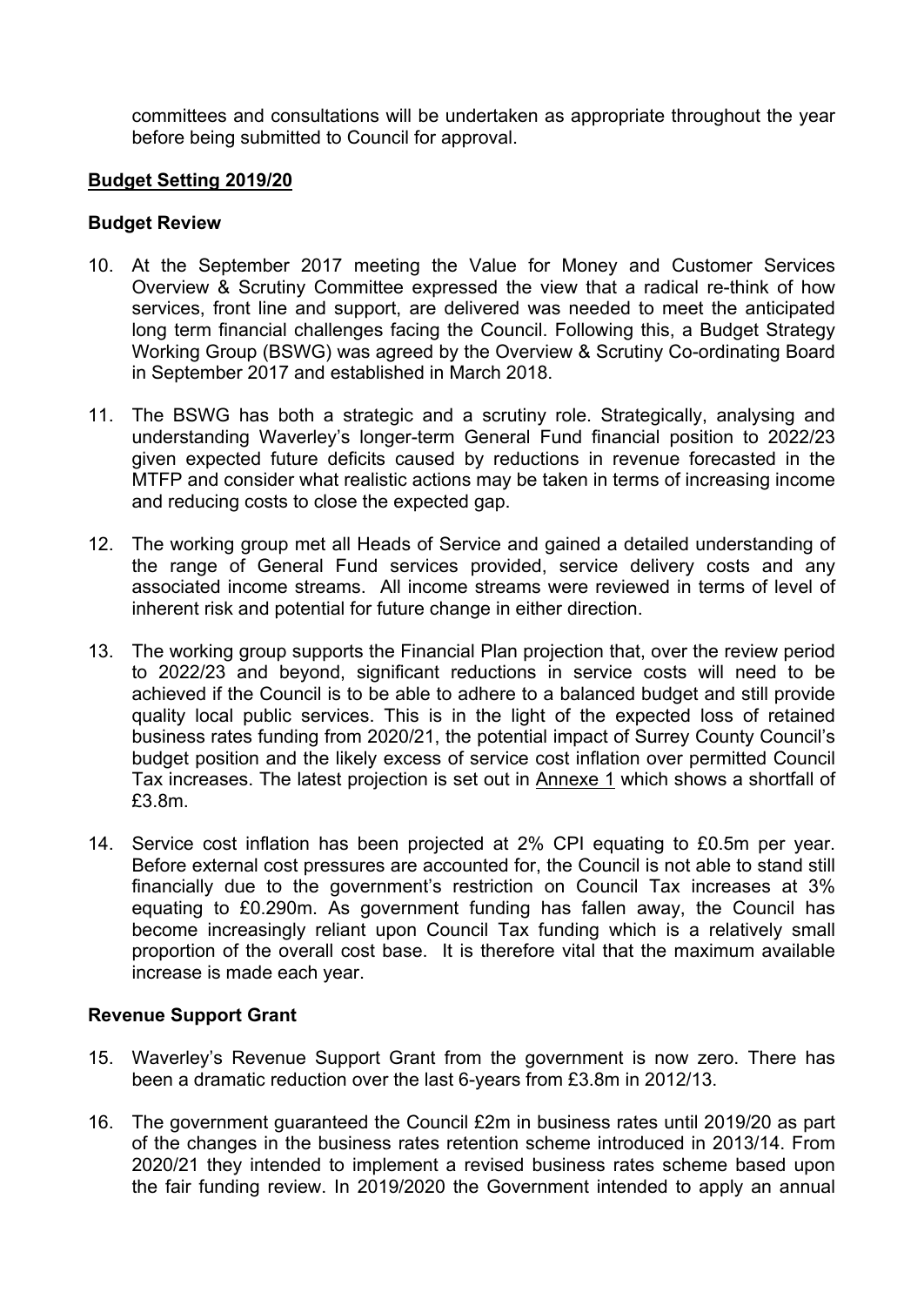committees and consultations will be undertaken as appropriate throughout the year before being submitted to Council for approval.

## Budget Setting 2019/20

### Budget Review

10. At the September 2017 meeting the Value for Money and Customer Services Overview & Scrutiny Committee expressed the view that a radical re-think of how services, front line and support, are delivered was needed to meet the anticipated long term financial challenges facing the Council. Following this, a Budget Strategy Working Group (BSWG) was agreed by the Overview & Scrutiny Co-ordinating Board in September 2017 and established in March 2018.

11. The BSWG has both a strategic and a scrutiny role. Strategically, analysing and understanding Waverley's longer-term General Fund financial position to 2022/23 given expected future deficits caused by reductions in revenue forecasted in the MTFP and consider what realistic actions may be taken in terms of increasing income and reducing costs to close the expected gap.

12. The working group met all Heads of Service and gained a detailed understanding of the range of General Fund services provided, service delivery costs and any associated income streams. All income streams were reviewed in terms of level of inherent risk and potential for future change in either direction.

13. The working group supports the Financial Plan projection that, over the review period to 2022/23 and beyond, significant reductions in service costs will need to be achieved if the Council is to be able to adhere to a balanced budget and still provide quality local public services. This is in the light of the expected loss of retained business rates funding from 2020/21, the potential impact of Surrey County Council's budget position and the likely excess of service cost inflation over permitted Council Tax increases. The latest projection is set out in Annexe 1 which shows a shortfall of £3.8m.

14. Service cost inflation has been projected at 2% CPI equating to £0.5m per year. Before external cost pressures are accounted for, the Council is not able to stand still financially due to the government's restriction on Council Tax increases at 3% equating to £0.290m. As government funding has fallen away, the Council has become increasingly reliant upon Council Tax funding which is a relatively small proportion of the overall cost base. It is therefore vital that the maximum available increase is made each year.

### Revenue Support Grant

15. Waverley's Revenue Support Grant from the government is now zero. There has been a dramatic reduction over the last 6-years from £3.8m in 2012/13.

16. The government guaranteed the Council £2m in business rates until 2019/20 as part of the changes in the business rates retention scheme introduced in 2013/14. From 2020/21 they intended to implement a revised business rates scheme based upon the fair funding review. In 2019/2020 the Government intended to apply an annual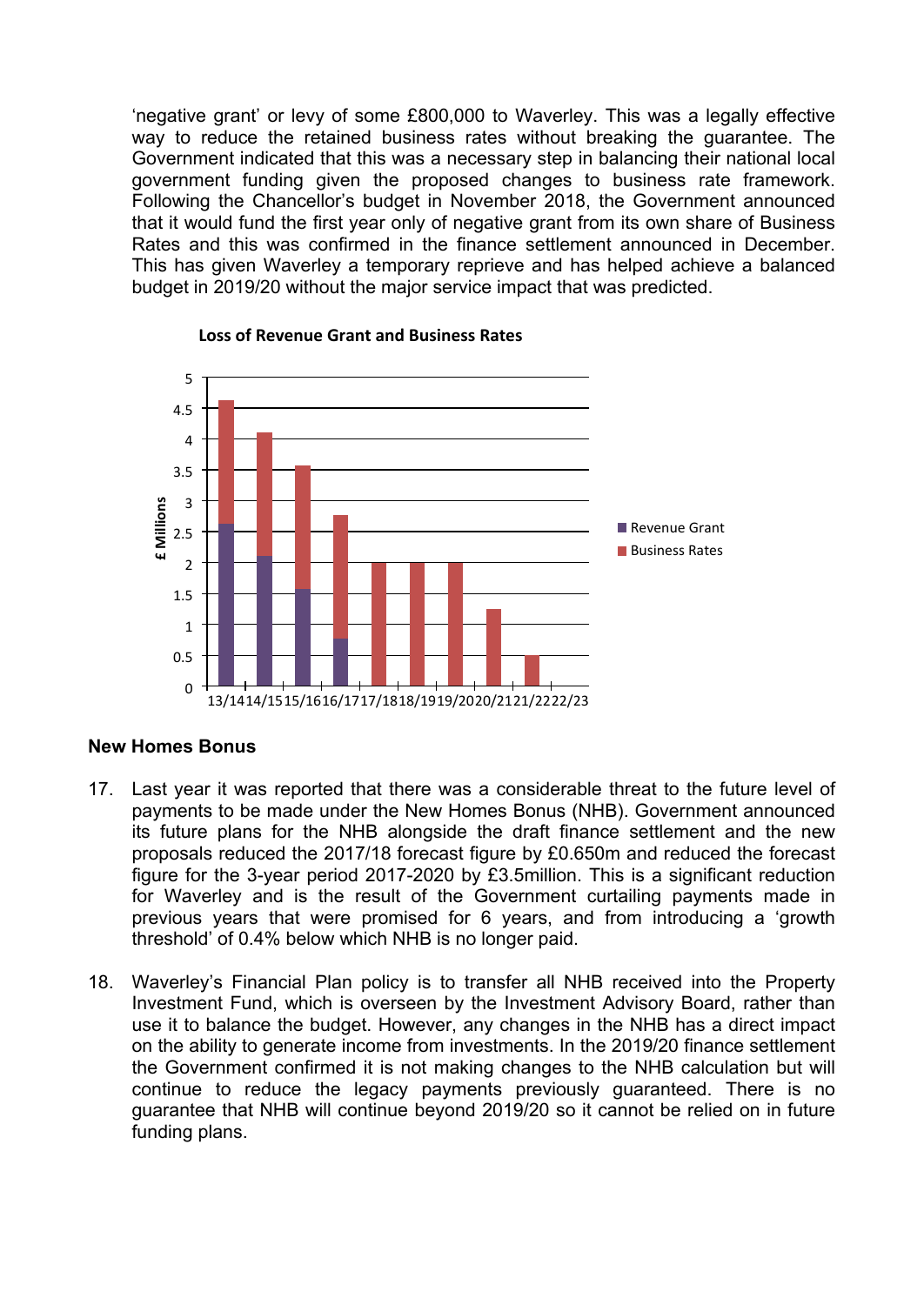'negative grant' or levy of some £800,000 to Waverley. This was a legally effective way to reduce the retained business rates without breaking the guarantee. The Government indicated that this was a necessary step in balancing their national local government funding given the proposed changes to business rate framework. Following the Chancellor's budget in November 2018, the Government announced that it would fund the first year only of negative grant from its own share of Business Rates and this was confirmed in the finance settlement announced in December. This has given Waverley a temporary reprieve and has helped achieve a balanced budget in 2019/20 without the major service impact that was predicted.

**Loss of Revenue Grant and Business Rates**

## New Homes Bonus

17. Last year it was reported that there was a considerable threat to the future level of payments to be made under the New Homes Bonus (NHB). Government announced its future plans for the NHB alongside the draft finance settlement and the new proposals reduced the 2017/18 forecast figure by £0.650m and reduced the forecast figure for the 3-year period 2017-2020 by £3.5million. This is a significant reduction for Waverley and is the result of the Government curtailing payments made in previous years that were promised for 6 years, and from introducing a 'growth threshold' of 0.4% below which NHB is no longer paid.

18. Waverley's Financial Plan policy is to transfer all NHB received into the Property Investment Fund, which is overseen by the Investment Advisory Board, rather than use it to balance the budget. However, any changes in the NHB has a direct impact on the ability to generate income from investments. In the 2019/20 finance settlement the Government confirmed it is not making changes to the NHB calculation but will continue to reduce the legacy payments previously guaranteed. There is no guarantee that NHB will continue beyond 2019/20 so it cannot be relied on in future funding plans.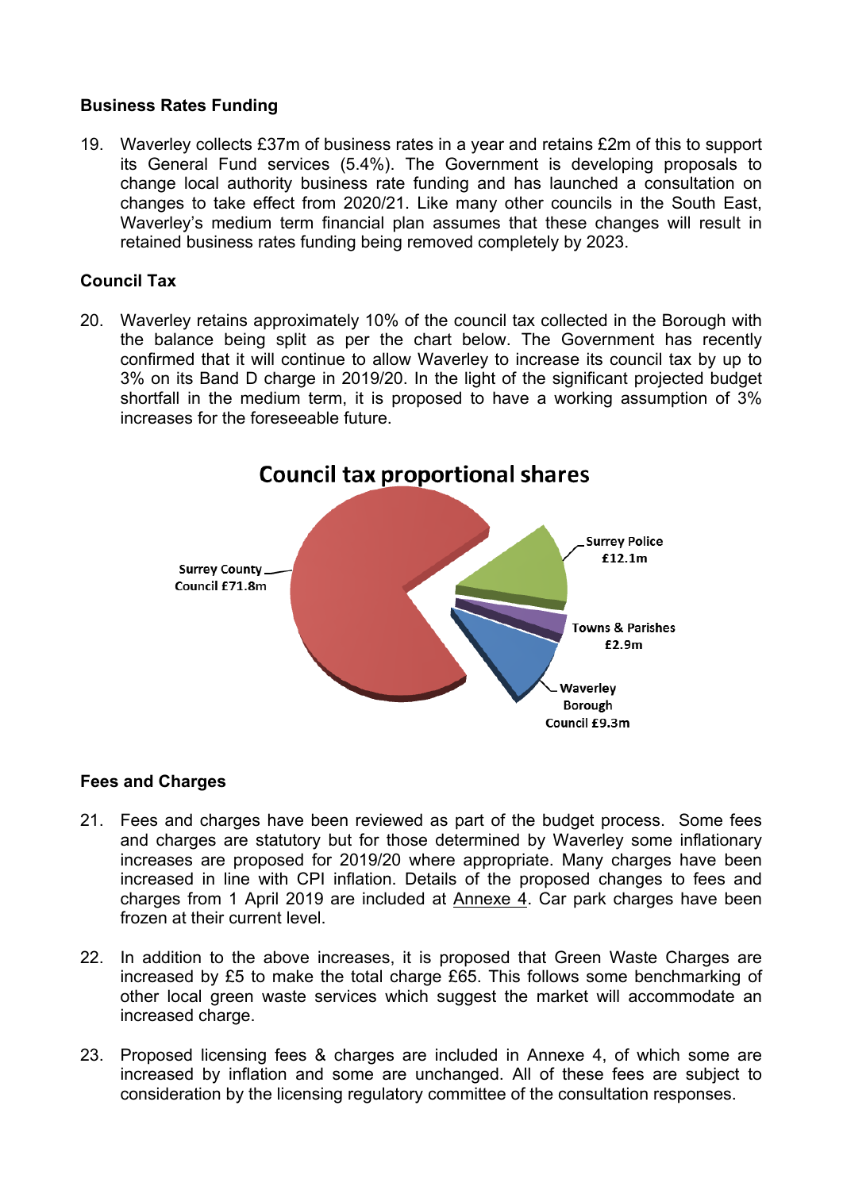**Business Rates Funding**

19. Waverley collects £37m of business rates in a year and retains £2m of this to support its General Fund services (5.4%). The Government is developing proposals to change local authority business rate funding and has launched a consultation on changes to take effect from 2020/21. Like many other councils in the South East, Waverley's medium term financial plan assumes that these changes will result in retained business rates funding being removed completely by 2023.

**Council Tax**

20. Waverley retains approximately 10% of the council tax collected in the Borough with the balance being split as per the chart below. The Government has recently confirmed that it will continue to allow Waverley to increase its council tax by up to 3% on its Band D charge in 2019/20. In the light of the significant projected budget shortfall in the medium term, it is proposed to have a working assumption of 3% increases for the foreseeable future.

**Council tax proportional shares**

- Surrey County Council £71.8m
- Surrey Police £12.1m
- Towns & Parishes £2.9m
- Waverley Borough Council £9.3m

**Fees and Charges**

21. Fees and charges have been reviewed as part of the budget process. Some fees and charges are statutory but for those determined by Waverley some inflationary increases are proposed for 2019/20 where appropriate. Many charges have been increased in line with CPI inflation. Details of the proposed changes to fees and charges from 1 April 2019 are included at Annexe 4. Car park charges have been frozen at their current level.

22. In addition to the above increases, it is proposed that Green Waste Charges are increased by £5 to make the total charge £65. This follows some benchmarking of other local green waste services which suggest the market will accommodate an increased charge.

23. Proposed licensing fees & charges are included in Annexe 4, of which some are increased by inflation and some are unchanged. All of these fees are subject to consideration by the licensing regulatory committee of the consultation responses.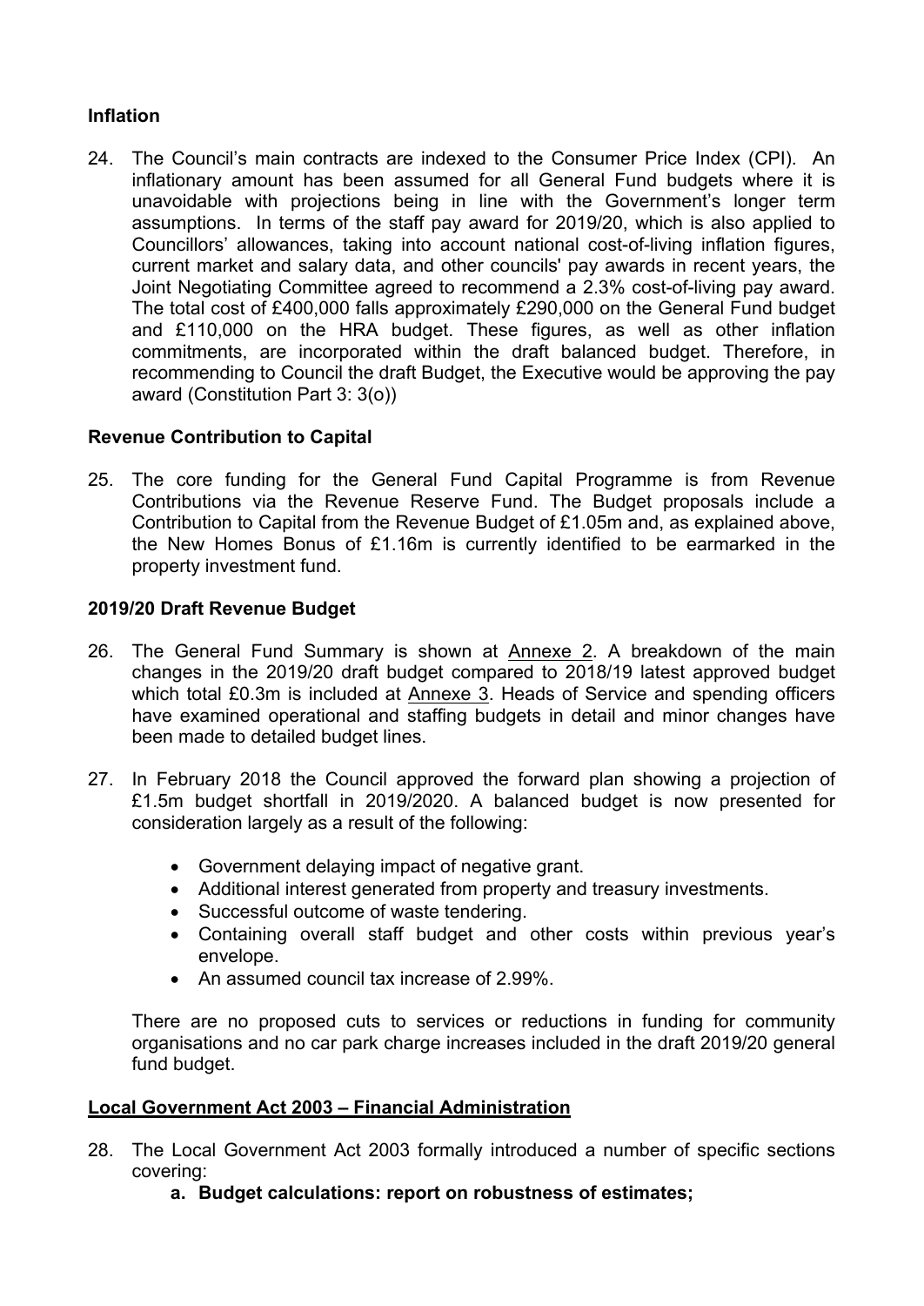**Inflation**

24. The Council's main contracts are indexed to the Consumer Price Index (CPI). An inflationary amount has been assumed for all General Fund budgets where it is unavoidable with projections being in line with the Government's longer term assumptions. In terms of the staff pay award for 2019/20, which is also applied to Councillors' allowances, taking into account national cost-of-living inflation figures, current market and salary data, and other councils' pay awards in recent years, the Joint Negotiating Committee agreed to recommend a 2.3% cost-of-living pay award. The total cost of £400,000 falls approximately £290,000 on the General Fund budget and £110,000 on the HRA budget. These figures, as well as other inflation commitments, are incorporated within the draft balanced budget. Therefore, in recommending to Council the draft Budget, the Executive would be approving the pay award (Constitution Part 3: 3(o))

**Revenue Contribution to Capital**

25. The core funding for the General Fund Capital Programme is from Revenue Contributions via the Revenue Reserve Fund. The Budget proposals include a Contribution to Capital from the Revenue Budget of £1.05m and, as explained above, the New Homes Bonus of £1.16m is currently identified to be earmarked in the property investment fund.

**2019/20 Draft Revenue Budget**

26. The General Fund Summary is shown at Annexe 2. A breakdown of the main changes in the 2019/20 draft budget compared to 2018/19 latest approved budget which total £0.3m is included at Annexe 3. Heads of Service and spending officers have examined operational and staffing budgets in detail and minor changes have been made to detailed budget lines.

27. In February 2018 the Council approved the forward plan showing a projection of £1.5m budget shortfall in 2019/2020. A balanced budget is now presented for consideration largely as a result of the following:

    - Government delaying impact of negative grant.
    - Additional interest generated from property and treasury investments.
    - Successful outcome of waste tendering.
    - Containing overall staff budget and other costs within previous year's envelope.
    - An assumed council tax increase of 2.99%.

    There are no proposed cuts to services or reductions in funding for community organisations and no car park charge increases included in the draft 2019/20 general fund budget.

**Local Government Act 2003 – Financial Administration**

28. The Local Government Act 2003 formally introduced a number of specific sections covering:

    **a. Budget calculations: report on robustness of estimates;**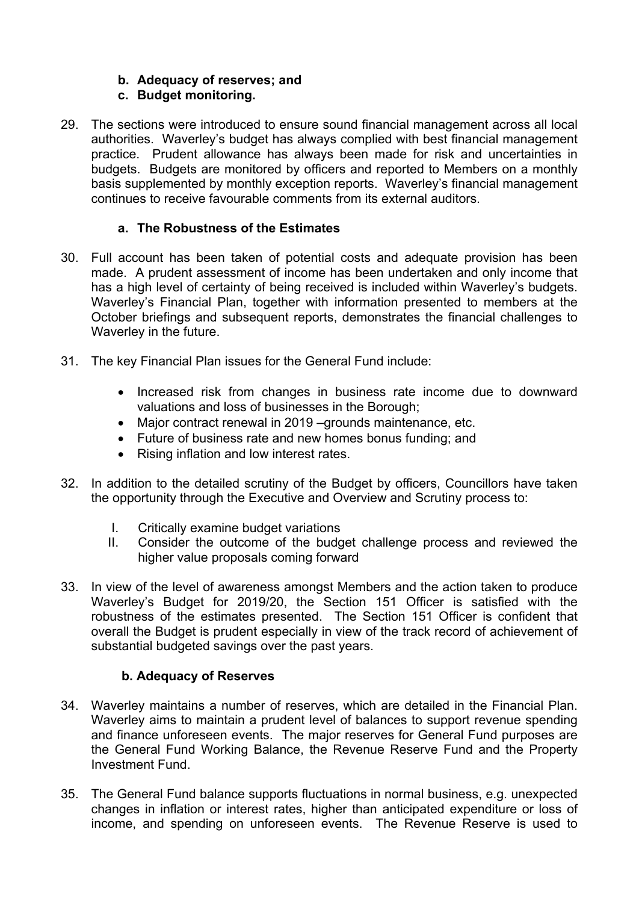**b. Adequacy of reserves; and**

**c. Budget monitoring.**

29. The sections were introduced to ensure sound financial management across all local authorities. Waverley's budget has always complied with best financial management practice. Prudent allowance has always been made for risk and uncertainties in budgets. Budgets are monitored by officers and reported to Members on a monthly basis supplemented by monthly exception reports. Waverley's financial management continues to receive favourable comments from its external auditors.

### a. The Robustness of the Estimates

30. Full account has been taken of potential costs and adequate provision has been made. A prudent assessment of income has been undertaken and only income that has a high level of certainty of being received is included within Waverley's budgets. Waverley's Financial Plan, together with information presented to members at the October briefings and subsequent reports, demonstrates the financial challenges to Waverley in the future.

31. The key Financial Plan issues for the General Fund include:

    - Increased risk from changes in business rate income due to downward valuations and loss of businesses in the Borough;
    - Major contract renewal in 2019 –grounds maintenance, etc.
    - Future of business rate and new homes bonus funding; and
    - Rising inflation and low interest rates.

32. In addition to the detailed scrutiny of the Budget by officers, Councillors have taken the opportunity through the Executive and Overview and Scrutiny process to:

    I. Critically examine budget variations
    II. Consider the outcome of the budget challenge process and reviewed the higher value proposals coming forward

33. In view of the level of awareness amongst Members and the action taken to produce Waverley's Budget for 2019/20, the Section 151 Officer is satisfied with the robustness of the estimates presented. The Section 151 Officer is confident that overall the Budget is prudent especially in view of the track record of achievement of substantial budgeted savings over the past years.

### b. Adequacy of Reserves

34. Waverley maintains a number of reserves, which are detailed in the Financial Plan. Waverley aims to maintain a prudent level of balances to support revenue spending and finance unforeseen events. The major reserves for General Fund purposes are the General Fund Working Balance, the Revenue Reserve Fund and the Property Investment Fund.

35. The General Fund balance supports fluctuations in normal business, e.g. unexpected changes in inflation or interest rates, higher than anticipated expenditure or loss of income, and spending on unforeseen events. The Revenue Reserve is used to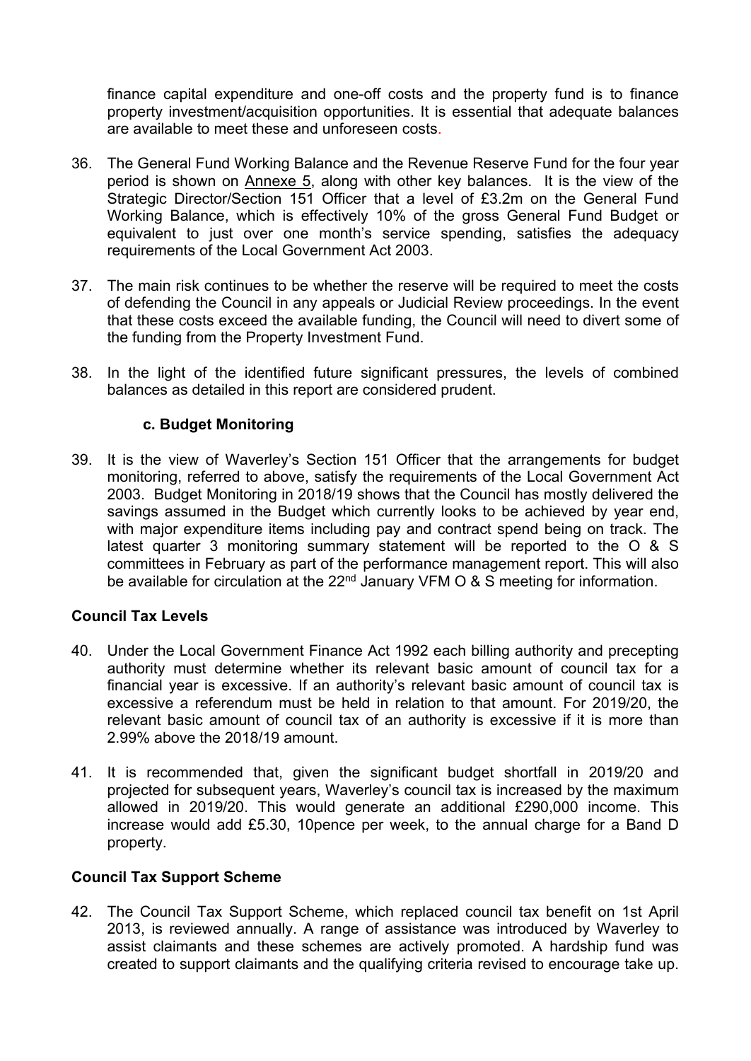finance capital expenditure and one-off costs and the property fund is to finance property investment/acquisition opportunities. It is essential that adequate balances are available to meet these and unforeseen costs.

36. The General Fund Working Balance and the Revenue Reserve Fund for the four year period is shown on Annexe 5, along with other key balances. It is the view of the Strategic Director/Section 151 Officer that a level of £3.2m on the General Fund Working Balance, which is effectively 10% of the gross General Fund Budget or equivalent to just over one month's service spending, satisfies the adequacy requirements of the Local Government Act 2003.

37. The main risk continues to be whether the reserve will be required to meet the costs of defending the Council in any appeals or Judicial Review proceedings. In the event that these costs exceed the available funding, the Council will need to divert some of the funding from the Property Investment Fund.

38. In the light of the identified future significant pressures, the levels of combined balances as detailed in this report are considered prudent.

### c. Budget Monitoring

39. It is the view of Waverley's Section 151 Officer that the arrangements for budget monitoring, referred to above, satisfy the requirements of the Local Government Act 2003. Budget Monitoring in 2018/19 shows that the Council has mostly delivered the savings assumed in the Budget which currently looks to be achieved by year end, with major expenditure items including pay and contract spend being on track. The latest quarter 3 monitoring summary statement will be reported to the O & S committees in February as part of the performance management report. This will also be available for circulation at the 22nd January VFM O & S meeting for information.

## Council Tax Levels

40. Under the Local Government Finance Act 1992 each billing authority and precepting authority must determine whether its relevant basic amount of council tax for a financial year is excessive. If an authority's relevant basic amount of council tax is excessive a referendum must be held in relation to that amount. For 2019/20, the relevant basic amount of council tax of an authority is excessive if it is more than 2.99% above the 2018/19 amount.

41. It is recommended that, given the significant budget shortfall in 2019/20 and projected for subsequent years, Waverley's council tax is increased by the maximum allowed in 2019/20. This would generate an additional £290,000 income. This increase would add £5.30, 10pence per week, to the annual charge for a Band D property.

## Council Tax Support Scheme

42. The Council Tax Support Scheme, which replaced council tax benefit on 1st April 2013, is reviewed annually. A range of assistance was introduced by Waverley to assist claimants and these schemes are actively promoted. A hardship fund was created to support claimants and the qualifying criteria revised to encourage take up.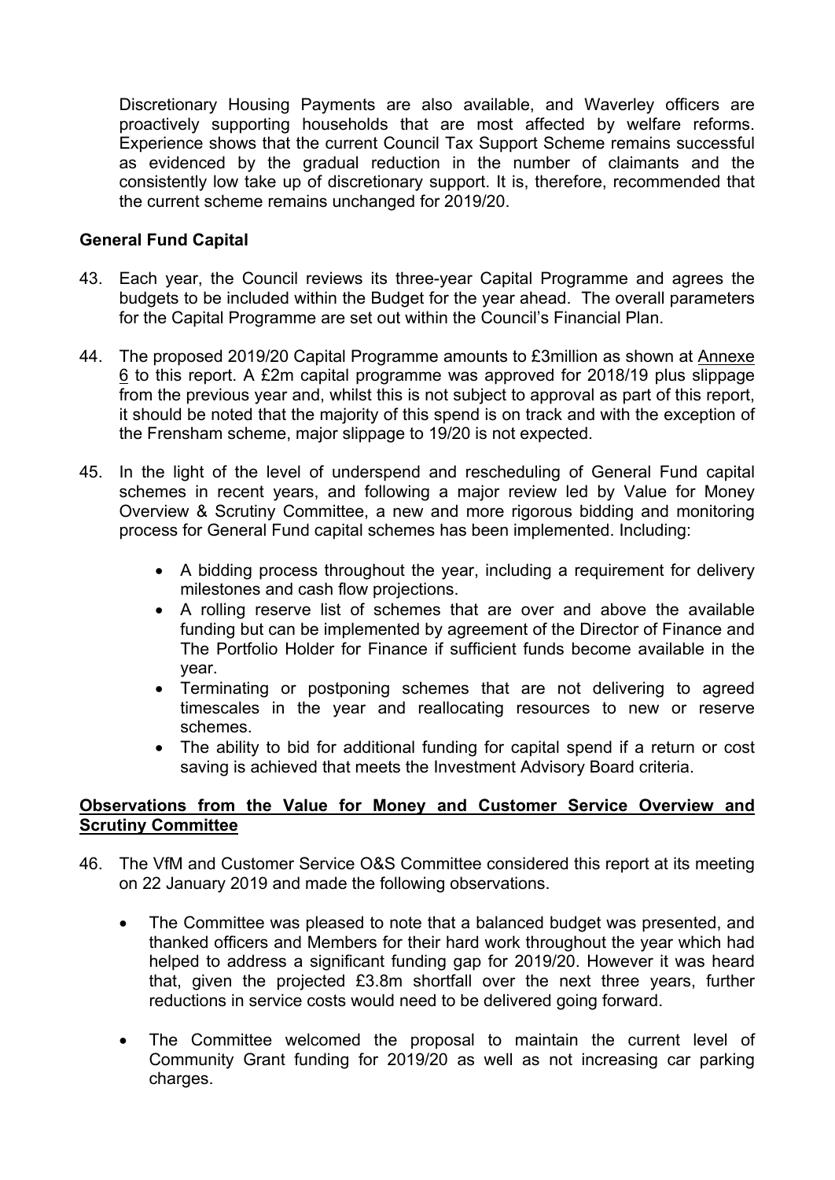Discretionary Housing Payments are also available, and Waverley officers are proactively supporting households that are most affected by welfare reforms. Experience shows that the current Council Tax Support Scheme remains successful as evidenced by the gradual reduction in the number of claimants and the consistently low take up of discretionary support. It is, therefore, recommended that the current scheme remains unchanged for 2019/20.

**General Fund Capital**

43. Each year, the Council reviews its three-year Capital Programme and agrees the budgets to be included within the Budget for the year ahead. The overall parameters for the Capital Programme are set out within the Council's Financial Plan.

44. The proposed 2019/20 Capital Programme amounts to £3million as shown at Annexe 6 to this report. A £2m capital programme was approved for 2018/19 plus slippage from the previous year and, whilst this is not subject to approval as part of this report, it should be noted that the majority of this spend is on track and with the exception of the Frensham scheme, major slippage to 19/20 is not expected.

45. In the light of the level of underspend and rescheduling of General Fund capital schemes in recent years, and following a major review led by Value for Money Overview & Scrutiny Committee, a new and more rigorous bidding and monitoring process for General Fund capital schemes has been implemented. Including:

    - A bidding process throughout the year, including a requirement for delivery milestones and cash flow projections.
    - A rolling reserve list of schemes that are over and above the available funding but can be implemented by agreement of the Director of Finance and The Portfolio Holder for Finance if sufficient funds become available in the year.
    - Terminating or postponing schemes that are not delivering to agreed timescales in the year and reallocating resources to new or reserve schemes.
    - The ability to bid for additional funding for capital spend if a return or cost saving is achieved that meets the Investment Advisory Board criteria.

**Observations from the Value for Money and Customer Service Overview and Scrutiny Committee**

46. The VfM and Customer Service O&S Committee considered this report at its meeting on 22 January 2019 and made the following observations.

    - The Committee was pleased to note that a balanced budget was presented, and thanked officers and Members for their hard work throughout the year which had helped to address a significant funding gap for 2019/20. However it was heard that, given the projected £3.8m shortfall over the next three years, further reductions in service costs would need to be delivered going forward.

    - The Committee welcomed the proposal to maintain the current level of Community Grant funding for 2019/20 as well as not increasing car parking charges.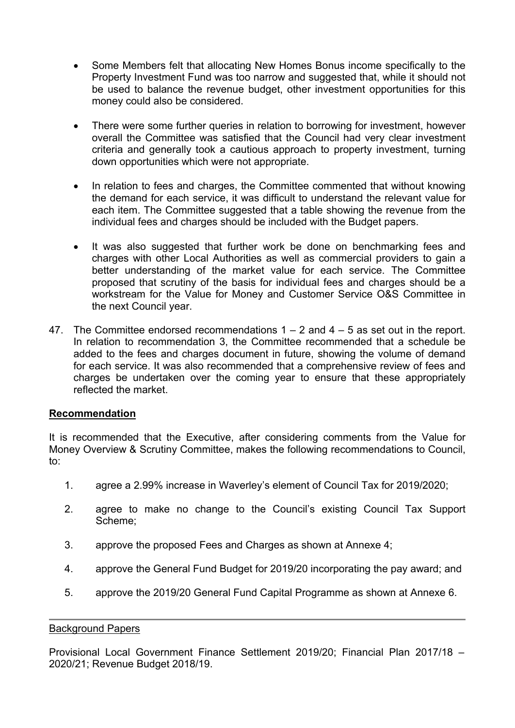- Some Members felt that allocating New Homes Bonus income specifically to the Property Investment Fund was too narrow and suggested that, while it should not be used to balance the revenue budget, other investment opportunities for this money could also be considered.

- There were some further queries in relation to borrowing for investment, however overall the Committee was satisfied that the Council had very clear investment criteria and generally took a cautious approach to property investment, turning down opportunities which were not appropriate.

- In relation to fees and charges, the Committee commented that without knowing the demand for each service, it was difficult to understand the relevant value for each item. The Committee suggested that a table showing the revenue from the individual fees and charges should be included with the Budget papers.

- It was also suggested that further work be done on benchmarking fees and charges with other Local Authorities as well as commercial providers to gain a better understanding of the market value for each service. The Committee proposed that scrutiny of the basis for individual fees and charges should be a workstream for the Value for Money and Customer Service O&S Committee in the next Council year.

47. The Committee endorsed recommendations 1 – 2 and 4 – 5 as set out in the report. In relation to recommendation 3, the Committee recommended that a schedule be added to the fees and charges document in future, showing the volume of demand for each service. It was also recommended that a comprehensive review of fees and charges be undertaken over the coming year to ensure that these appropriately reflected the market.

## Recommendation

It is recommended that the Executive, after considering comments from the Value for Money Overview & Scrutiny Committee, makes the following recommendations to Council, to:

1. agree a 2.99% increase in Waverley's element of Council Tax for 2019/2020;

2. agree to make no change to the Council's existing Council Tax Support Scheme;

3. approve the proposed Fees and Charges as shown at Annexe 4;

4. approve the General Fund Budget for 2019/20 incorporating the pay award; and

5. approve the 2019/20 General Fund Capital Programme as shown at Annexe 6.

---

Background Papers

Provisional Local Government Finance Settlement 2019/20; Financial Plan 2017/18 – 2020/21; Revenue Budget 2018/19.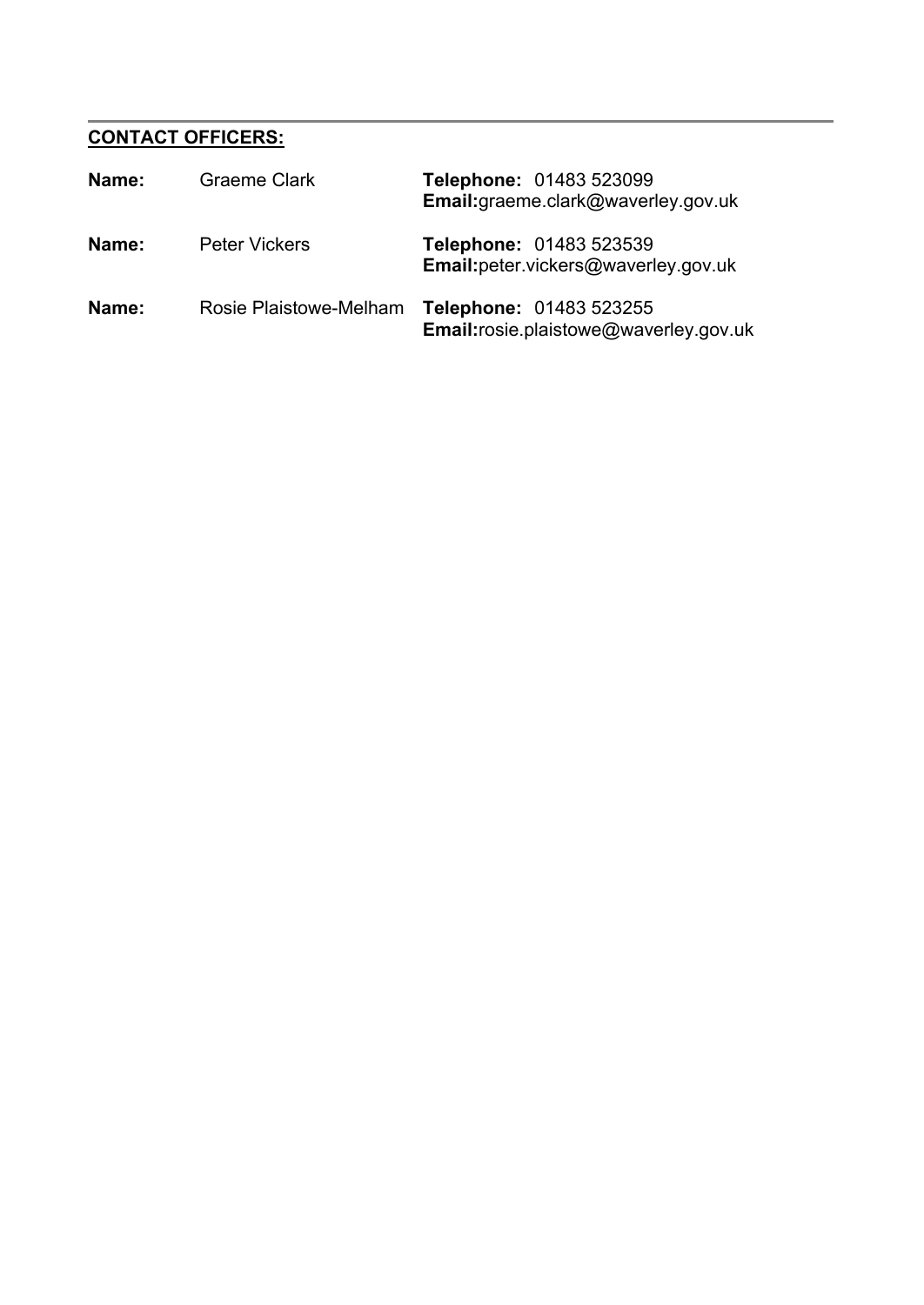---

**CONTACT OFFICERS:**

| | | |
|---|---|---|
| **Name:** | Graeme Clark | **Telephone:** 01483 523099<br>**Email:**graeme.clark@waverley.gov.uk |
| **Name:** | Peter Vickers | **Telephone:** 01483 523539<br>**Email:**peter.vickers@waverley.gov.uk |
| **Name:** | Rosie Plaistowe-Melham | **Telephone:** 01483 523255<br>**Email:**rosie.plaistowe@waverley.gov.uk |